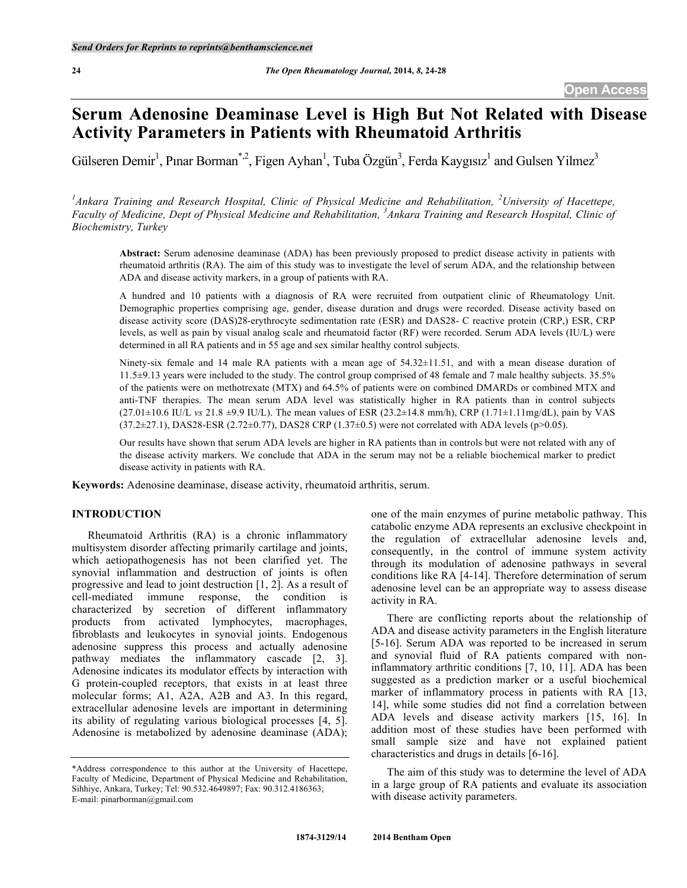# Serum Adenosine Deaminase Level is High But Not Related with Disease Activity Parameters in Patients with Rheumatoid Arthritis

Gülseren Demir[1], Pınar Borman[*,2], Figen Ayhan[1], Tuba Özgün[3], Ferda Kaygısız[1] and Gulsen Yilmez[3]

[1]Ankara Training and Research Hospital, Clinic of Physical Medicine and Rehabilitation, [2]University of Hacettepe, Faculty of Medicine, Dept of Physical Medicine and Rehabilitation, [3]Ankara Training and Research Hospital, Clinic of Biochemistry, Turkey

**Abstract:** Serum adenosine deaminase (ADA) has been previously proposed to predict disease activity in patients with rheumatoid arthritis (RA). The aim of this study was to investigate the level of serum ADA, and the relationship between ADA and disease activity markers, in a group of patients with RA.

A hundred and 10 patients with a diagnosis of RA were recruited from outpatient clinic of Rheumatology Unit. Demographic properties comprising age, gender, disease duration and drugs were recorded. Disease activity based on disease activity score (DAS)28-erythrocyte sedimentation rate (ESR) and DAS28- C reactive protein (CRP,) ESR, CRP levels, as well as pain by visual analog scale and rheumatoid factor (RF) were recorded. Serum ADA levels (IU/L) were determined in all RA patients and in 55 age and sex similar healthy control subjects.

Ninety-six female and 14 male RA patients with a mean age of 54.32±11.51, and with a mean disease duration of 11.5±9.13 years were included to the study. The control group comprised of 48 female and 7 male healthy subjects. 35.5% of the patients were on methotrexate (MTX) and 64.5% of patients were on combined DMARDs or combined MTX and anti-TNF therapies. The mean serum ADA level was statistically higher in RA patients than in control subjects (27.01±10.6 IU/L *vs* 21.8 ±9.9 IU/L). The mean values of ESR (23.2±14.8 mm/h), CRP (1.71±1.11mg/dL), pain by VAS (37.2±27.1), DAS28-ESR (2.72±0.77), DAS28 CRP (1.37±0.5) were not correlated with ADA levels ($p>0.05$).

Our results have shown that serum ADA levels are higher in RA patients than in controls but were not related with any of the disease activity markers. We conclude that ADA in the serum may not be a reliable biochemical marker to predict disease activity in patients with RA.

**Keywords:** Adenosine deaminase, disease activity, rheumatoid arthritis, serum.

## INTRODUCTION

Rheumatoid Arthritis (RA) is a chronic inflammatory multisystem disorder affecting primarily cartilage and joints, which aetiopathogenesis has not been clarified yet. The synovial inflammation and destruction of joints is often progressive and lead to joint destruction [1, 2]. As a result of cell-mediated immune response, the condition is characterized by secretion of different inflammatory products from activated lymphocytes, macrophages, fibroblasts and leukocytes in synovial joints. Endogenous adenosine suppress this process and actually adenosine pathway mediates the inflammatory cascade [2, 3]. Adenosine indicates its modulator effects by interaction with G protein-coupled receptors, that exists in at least three molecular forms; A1, A2A, A2B and A3. In this regard, extracellular adenosine levels are important in determining its ability of regulating various biological processes [4, 5]. Adenosine is metabolized by adenosine deaminase (ADA); one of the main enzymes of purine metabolic pathway. This catabolic enzyme ADA represents an exclusive checkpoint in the regulation of extracellular adenosine levels and, consequently, in the control of immune system activity through its modulation of adenosine pathways in several conditions like RA [4-14]. Therefore determination of serum adenosine level can be an appropriate way to assess disease activity in RA.

There are conflicting reports about the relationship of ADA and disease activity parameters in the English literature [5-16]. Serum ADA was reported to be increased in serum and synovial fluid of RA patients compared with non-inflammatory arthritic conditions [7, 10, 11]. ADA has been suggested as a prediction marker or a useful biochemical marker of inflammatory process in patients with RA [13, 14], while some studies did not find a correlation between ADA levels and disease activity markers [15, 16]. In addition most of these studies have been performed with small sample size and have not explained patient characteristics and drugs in details [6-16].

The aim of this study was to determine the level of ADA in a large group of RA patients and evaluate its association with disease activity parameters.

*Address correspondence to this author at the University of Hacettepe, Faculty of Medicine, Department of Physical Medicine and Rehabilitation, Sihhiye, Ankara, Turkey; Tel: 90.532.4649897; Fax: 90.312.4186363; E-mail: pinarborman@gmail.com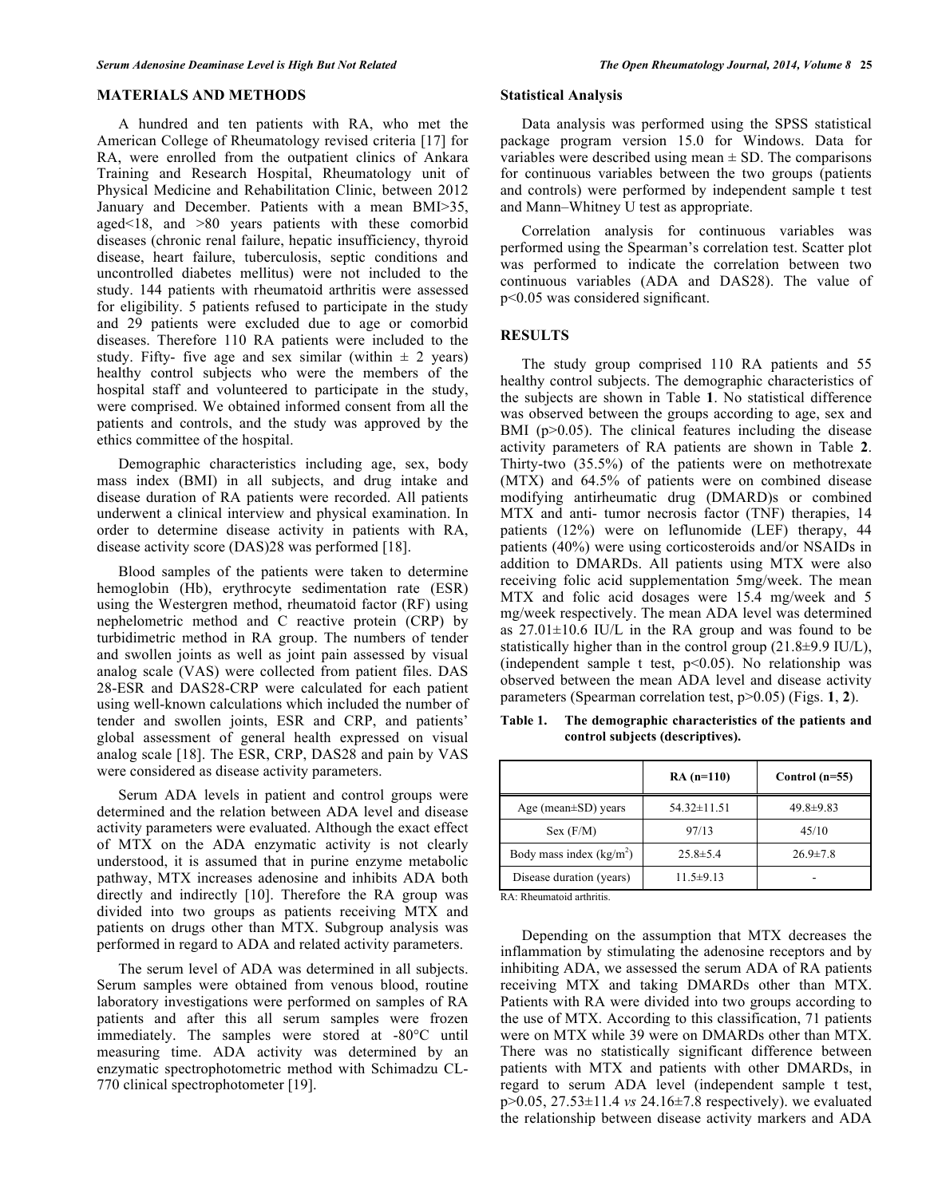## MATERIALS AND METHODS

A hundred and ten patients with RA, who met the American College of Rheumatology revised criteria [17] for RA, were enrolled from the outpatient clinics of Ankara Training and Research Hospital, Rheumatology unit of Physical Medicine and Rehabilitation Clinic, between 2012 January and December. Patients with a mean BMI>35, aged<18, and >80 years patients with these comorbid diseases (chronic renal failure, hepatic insufficiency, thyroid disease, heart failure, tuberculosis, septic conditions and uncontrolled diabetes mellitus) were not included to the study. 144 patients with rheumatoid arthritis were assessed for eligibility. 5 patients refused to participate in the study and 29 patients were excluded due to age or comorbid diseases. Therefore 110 RA patients were included to the study. Fifty- five age and sex similar (within ± 2 years) healthy control subjects who were the members of the hospital staff and volunteered to participate in the study, were comprised. We obtained informed consent from all the patients and controls, and the study was approved by the ethics committee of the hospital.

Demographic characteristics including age, sex, body mass index (BMI) in all subjects, and drug intake and disease duration of RA patients were recorded. All patients underwent a clinical interview and physical examination. In order to determine disease activity in patients with RA, disease activity score (DAS)28 was performed [18].

Blood samples of the patients were taken to determine hemoglobin (Hb), erythrocyte sedimentation rate (ESR) using the Westergren method, rheumatoid factor (RF) using nephelometric method and C reactive protein (CRP) by turbidimetric method in RA group. The numbers of tender and swollen joints as well as joint pain assessed by visual analog scale (VAS) were collected from patient files. DAS 28-ESR and DAS28-CRP were calculated for each patient using well-known calculations which included the number of tender and swollen joints, ESR and CRP, and patients' global assessment of general health expressed on visual analog scale [18]. The ESR, CRP, DAS28 and pain by VAS were considered as disease activity parameters.

Serum ADA levels in patient and control groups were determined and the relation between ADA level and disease activity parameters were evaluated. Although the exact effect of MTX on the ADA enzymatic activity is not clearly understood, it is assumed that in purine enzyme metabolic pathway, MTX increases adenosine and inhibits ADA both directly and indirectly [10]. Therefore the RA group was divided into two groups as patients receiving MTX and patients on drugs other than MTX. Subgroup analysis was performed in regard to ADA and related activity parameters.

The serum level of ADA was determined in all subjects. Serum samples were obtained from venous blood, routine laboratory investigations were performed on samples of RA patients and after this all serum samples were frozen immediately. The samples were stored at -80°C until measuring time. ADA activity was determined by an enzymatic spectrophotometric method with Schimadzu CL-770 clinical spectrophotometer [19].

### Statistical Analysis

Data analysis was performed using the SPSS statistical package program version 15.0 for Windows. Data for variables were described using mean ± SD. The comparisons for continuous variables between the two groups (patients and controls) were performed by independent sample t test and Mann–Whitney U test as appropriate.

Correlation analysis for continuous variables was performed using the Spearman's correlation test. Scatter plot was performed to indicate the correlation between two continuous variables (ADA and DAS28). The value of $p<0.05$ was considered significant.

## RESULTS

The study group comprised 110 RA patients and 55 healthy control subjects. The demographic characteristics of the subjects are shown in Table **1**. No statistical difference was observed between the groups according to age, sex and BMI ($p>0.05$). The clinical features including the disease activity parameters of RA patients are shown in Table **2**. Thirty-two (35.5%) of the patients were on methotrexate (MTX) and 64.5% of patients were on combined disease modifying antirheumatic drug (DMARD)s or combined MTX and anti- tumor necrosis factor (TNF) therapies, 14 patients (12%) were on leflunomide (LEF) therapy, 44 patients (40%) were using corticosteroids and/or NSAIDs in addition to DMARDs. All patients using MTX were also receiving folic acid supplementation 5mg/week. The mean MTX and folic acid dosages were 15.4 mg/week and 5 mg/week respectively. The mean ADA level was determined as 27.01±10.6 IU/L in the RA group and was found to be statistically higher than in the control group (21.8±9.9 IU/L), (independent sample t test, $p<0.05$). No relationship was observed between the mean ADA level and disease activity parameters (Spearman correlation test, $p>0.05$) (Figs. **1**, **2**).

**Table 1. The demographic characteristics of the patients and control subjects (descriptives).**

| | RA (n=110) | Control (n=55) |
|---|---|---|
| Age (mean±SD) years | 54.32±11.51 | 49.8±9.83 |
| Sex (F/M) | 97/13 | 45/10 |
| Body mass index (kg/m$^2$) | 25.8±5.4 | 26.9±7.8 |
| Disease duration (years) | 11.5±9.13 | - |

RA: Rheumatoid arthritis.

Depending on the assumption that MTX decreases the inflammation by stimulating the adenosine receptors and by inhibiting ADA, we assessed the serum ADA of RA patients receiving MTX and taking DMARDs other than MTX. Patients with RA were divided into two groups according to the use of MTX. According to this classification, 71 patients were on MTX while 39 were on DMARDs other than MTX. There was no statistically significant difference between patients with MTX and patients with other DMARDs, in regard to serum ADA level (independent sample t test, $p>0.05$, 27.53±11.4 *vs* 24.16±7.8 respectively). we evaluated the relationship between disease activity markers and ADA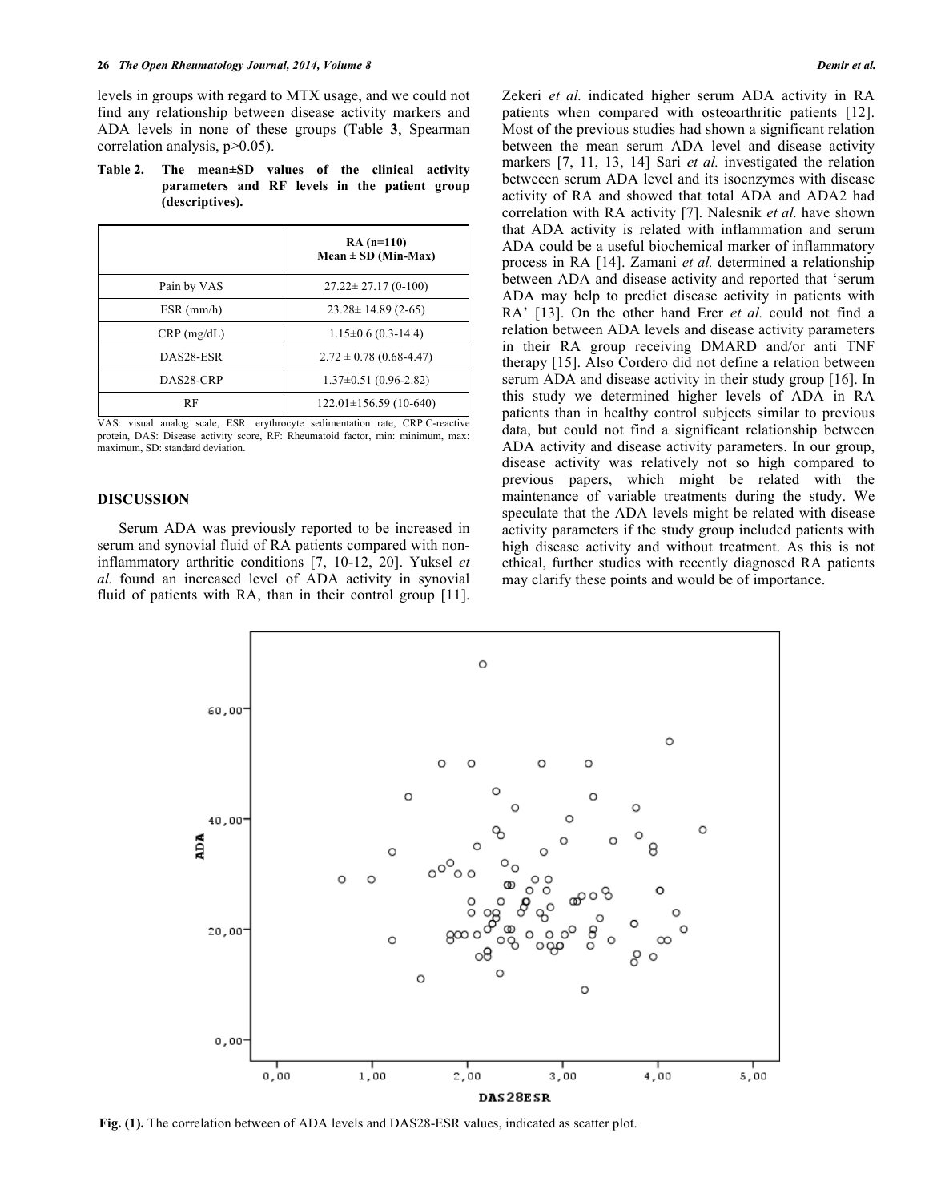levels in groups with regard to MTX usage, and we could not find any relationship between disease activity markers and ADA levels in none of these groups (Table **3**, Spearman correlation analysis, $p>0.05$).

**Table 2. The mean±SD values of the clinical activity parameters and RF levels in the patient group (descriptives).**

| | RA (n=110) Mean ± SD (Min-Max) |
|---|---|
| Pain by VAS | 27.22± 27.17 (0-100) |
| ESR (mm/h) | 23.28± 14.89 (2-65) |
| CRP (mg/dL) | 1.15±0.6 (0.3-14.4) |
| DAS28-ESR | 2.72 ± 0.78 (0.68-4.47) |
| DAS28-CRP | 1.37±0.51 (0.96-2.82) |
| RF | 122.01±156.59 (10-640) |

VAS: visual analog scale, ESR: erythrocyte sedimentation rate, CRP:C-reactive protein, DAS: Disease activity score, RF: Rheumatoid factor, min: minimum, max: maximum, SD: standard deviation.

## DISCUSSION

Serum ADA was previously reported to be increased in serum and synovial fluid of RA patients compared with non-inflammatory arthritic conditions [7, 10-12, 20]. Yuksel *et al.* found an increased level of ADA activity in synovial fluid of patients with RA, than in their control group [11]. Zekeri *et al.* indicated higher serum ADA activity in RA patients when compared with osteoarthritic patients [12]. Most of the previous studies had shown a significant relation between the mean serum ADA level and disease activity markers [7, 11, 13, 14] Sari *et al.* investigated the relation betweeen serum ADA level and its isoenzymes with disease activity of RA and showed that total ADA and ADA2 had correlation with RA activity [7]. Nalesnik *et al.* have shown that ADA activity is related with inflammation and serum ADA could be a useful biochemical marker of inflammatory process in RA [14]. Zamani *et al.* determined a relationship between ADA and disease activity and reported that 'serum ADA may help to predict disease activity in patients with RA' [13]. On the other hand Erer *et al.* could not find a relation between ADA levels and disease activity parameters in their RA group receiving DMARD and/or anti TNF therapy [15]. Also Cordero did not define a relation between serum ADA and disease activity in their study group [16]. In this study we determined higher levels of ADA in RA patients than in healthy control subjects similar to previous data, but could not find a significant relationship between ADA activity and disease activity parameters. In our group, disease activity was relatively not so high compared to previous papers, which might be related with the maintenance of variable treatments during the study. We speculate that the ADA levels might be related with disease activity parameters if the study group included patients with high disease activity and without treatment. As this is not ethical, further studies with recently diagnosed RA patients may clarify these points and would be of importance.

**Fig. (1).** The correlation between of ADA levels and DAS28-ESR values, indicated as scatter plot.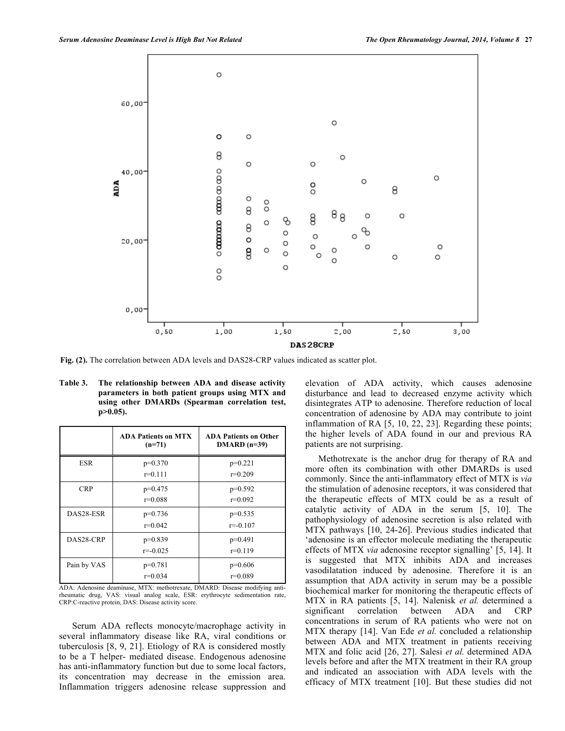Fig. (2). The correlation between ADA levels and DAS28-CRP values indicated as scatter plot.

**Table 3. The relationship between ADA and disease activity parameters in both patient groups using MTX and using other DMARDs (Spearman correlation test, p>0.05).**

| | ADA Patients on MTX (n=71) | ADA Patients on Other DMARD (n=39) |
|---|---|---|
| ESR | p=0.370<br>r=0.111 | p=0.221<br>r=0.209 |
| CRP | p=0.475<br>r=0.088 | p=0.592<br>r=0.092 |
| DAS28-ESR | p=0.736<br>r=0.042 | p=0.535<br>r=-0.107 |
| DAS28-CRP | p=0.839<br>r=-0.025 | p=0.491<br>r=0.119 |
| Pain by VAS | p=0.781<br>r=0.034 | p=0.606<br>r=0.089 |

ADA: Adenosine deaminase, MTX: methotrexate, DMARD: Disease modifying anti-rheumatic drug, VAS: visual analog scale, ESR: erythrocyte sedimentation rate, CRP:C-reactive protein, DAS: Disease activity score.

Serum ADA reflects monocyte/macrophage activity in several inflammatory disease like RA, viral conditions or tuberculosis [8, 9, 21]. Etiology of RA is considered mostly to be a T helper- mediated disease. Endogenous adenosine has anti-inflammatory function but due to some local factors, its concentration may decrease in the emission area. Inflammation triggers adenosine release suppression and elevation of ADA activity, which causes adenosine disturbance and lead to decreased enzyme activity which disintegrates ATP to adenosine. Therefore reduction of local concentration of adenosine by ADA may contribute to joint inflammation of RA [5, 10, 22, 23]. Regarding these points; the higher levels of ADA found in our and previous RA patients are not surprising.

Methotrexate is the anchor drug for therapy of RA and more often its combination with other DMARDs is used commonly. Since the anti-inflammatory effect of MTX is *via* the stimulation of adenosine receptors, it was considered that the therapeutic effects of MTX could be as a result of catalytic activity of ADA in the serum [5, 10]. The pathophysiology of adenosine secretion is also related with MTX pathways [10, 24-26]. Previous studies indicated that 'adenosine is an effector molecule mediating the therapeutic effects of MTX *via* adenosine receptor signalling' [5, 14]. It is suggested that MTX inhibits ADA and increases vasodilatation induced by adenosine. Therefore it is an assumption that ADA activity in serum may be a possible biochemical marker for monitoring the therapeutic effects of MTX in RA patients [5, 14]. Nalenisk *et al.* determined a significant correlation between ADA and CRP concentrations in serum of RA patients who were not on MTX therapy [14]. Van Ede *et al.* concluded a relationship between ADA and MTX treatment in patients receiving MTX and folic acid [26, 27]. Salesi *et al.* determined ADA levels before and after the MTX treatment in their RA group and indicated an association with ADA levels with the efficacy of MTX treatment [10]. But these studies did not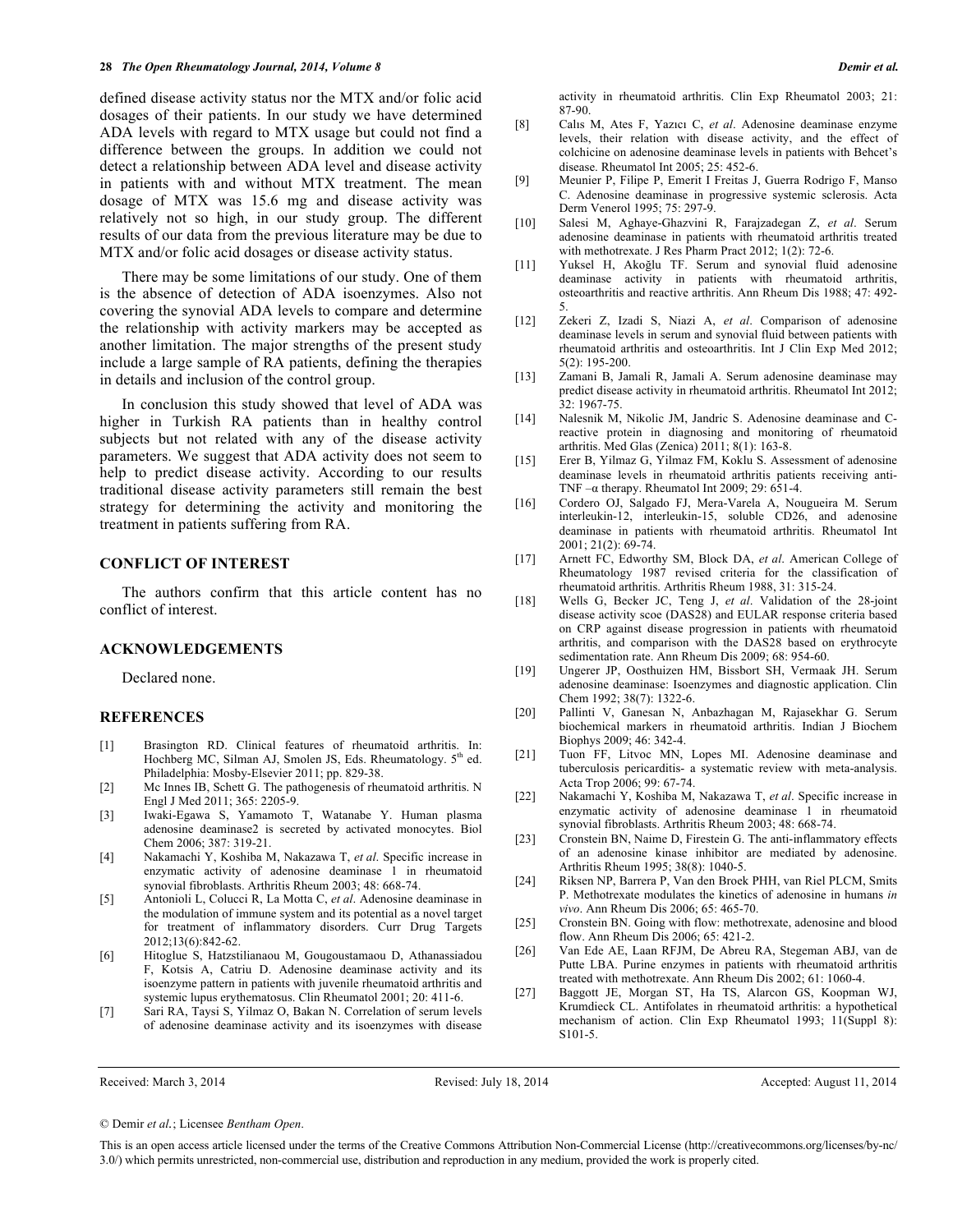defined disease activity status nor the MTX and/or folic acid dosages of their patients. In our study we have determined ADA levels with regard to MTX usage but could not find a difference between the groups. In addition we could not detect a relationship between ADA level and disease activity in patients with and without MTX treatment. The mean dosage of MTX was 15.6 mg and disease activity was relatively not so high, in our study group. The different results of our data from the previous literature may be due to MTX and/or folic acid dosages or disease activity status.

There may be some limitations of our study. One of them is the absence of detection of ADA isoenzymes. Also not covering the synovial ADA levels to compare and determine the relationship with activity markers may be accepted as another limitation. The major strengths of the present study include a large sample of RA patients, defining the therapies in details and inclusion of the control group.

In conclusion this study showed that level of ADA was higher in Turkish RA patients than in healthy control subjects but not related with any of the disease activity parameters. We suggest that ADA activity does not seem to help to predict disease activity. According to our results traditional disease activity parameters still remain the best strategy for determining the activity and monitoring the treatment in patients suffering from RA.

## CONFLICT OF INTEREST

The authors confirm that this article content has no conflict of interest.

## ACKNOWLEDGEMENTS

Declared none.

## REFERENCES

[1] Brasington RD. Clinical features of rheumatoid arthritis. In: Hochberg MC, Silman AJ, Smolen JS, Eds. Rheumatology. 5th ed. Philadelphia: Mosby-Elsevier 2011; pp. 829-38.

[2] Mc Innes IB, Schett G. The pathogenesis of rheumatoid arthritis. N Engl J Med 2011; 365: 2205-9.

[3] Iwaki-Egawa S, Yamamoto T, Watanabe Y. Human plasma adenosine deaminase2 is secreted by activated monocytes. Biol Chem 2006; 387: 319-21.

[4] Nakamachi Y, Koshiba M, Nakazawa T, *et al*. Specific increase in enzymatic activity of adenosine deaminase 1 in rheumatoid synovial fibroblasts. Arthritis Rheum 2003; 48: 668-74.

[5] Antonioli L, Colucci R, La Motta C, *et al*. Adenosine deaminase in the modulation of immune system and its potential as a novel target for treatment of inflammatory disorders. Curr Drug Targets 2012;13(6):842-62.

[6] Hitoglue S, Hatzstilianaou M, Gougoustamaou D, Athanassiadou F, Kotsis A, Catriu D. Adenosine deaminase activity and its isoenzyme pattern in patients with juvenile rheumatoid arthritis and systemic lupus erythematosus. Clin Rheumatol 2001; 20: 411-6.

[7] Sari RA, Taysi S, Yilmaz O, Bakan N. Correlation of serum levels of adenosine deaminase activity and its isoenzymes with disease activity in rheumatoid arthritis. Clin Exp Rheumatol 2003; 21: 87-90.

[8] Calıs M, Ates F, Yazıcı C, *et al*. Adenosine deaminase enzyme levels, their relation with disease activity, and the effect of colchicine on adenosine deaminase levels in patients with Behcet's disease. Rheumatol Int 2005; 25: 452-6.

[9] Meunier P, Filipe P, Emerit I Freitas J, Guerra Rodrigo F, Manso C. Adenosine deaminase in progressive systemic sclerosis. Acta Derm Venerol 1995; 75: 297-9.

[10] Salesi M, Aghaye-Ghazvini R, Farajzadegan Z, *et al*. Serum adenosine deaminase in patients with rheumatoid arthritis treated with methotrexate. J Res Pharm Pract 2012; 1(2): 72-6.

[11] Yuksel H, Akoğlu TF. Serum and synovial fluid adenosine deaminase activity in patients with rheumatoid arthritis, osteoarthritis and reactive arthritis. Ann Rheum Dis 1988; 47: 492-5.

[12] Zekeri Z, Izadi S, Niazi A, *et al*. Comparison of adenosine deaminase levels in serum and synovial fluid between patients with rheumatoid arthritis and osteoarthritis. Int J Clin Exp Med 2012; 5(2): 195-200.

[13] Zamani B, Jamali R, Jamali A. Serum adenosine deaminase may predict disease activity in rheumatoid arthritis. Rheumatol Int 2012; 32: 1967-75.

[14] Nalesnik M, Nikolic JM, Jandric S. Adenosine deaminase and C-reactive protein in diagnosing and monitoring of rheumatoid arthritis. Med Glas (Zenica) 2011; 8(1): 163-8.

[15] Erer B, Yilmaz G, Yilmaz FM, Koklu S. Assessment of adenosine deaminase levels in rheumatoid arthritis patients receiving anti-TNF –α therapy. Rheumatol Int 2009; 29: 651-4.

[16] Cordero OJ, Salgado FJ, Mera-Varela A, Nougueira M. Serum interleukin-12, interleukin-15, soluble CD26, and adenosine deaminase in patients with rheumatoid arthritis. Rheumatol Int 2001; 21(2): 69-74.

[17] Arnett FC, Edworthy SM, Block DA, *et al*. American College of Rheumatology 1987 revised criteria for the classification of rheumatoid arthritis. Arthritis Rheum 1988, 31: 315-24.

[18] Wells G, Becker JC, Teng J, *et al*. Validation of the 28-joint disease activity scoe (DAS28) and EULAR response criteria based on CRP against disease progression in patients with rheumatoid arthritis, and comparison with the DAS28 based on erythrocyte sedimentation rate. Ann Rheum Dis 2009; 68: 954-60.

[19] Ungerer JP, Oosthuizen HM, Bissbort SH, Vermaak JH. Serum adenosine deaminase: Isoenzymes and diagnostic application. Clin Chem 1992; 38(7): 1322-6.

[20] Pallinti V, Ganesan N, Anbazhagan M, Rajasekhar G. Serum biochemical markers in rheumatoid arthritis. Indian J Biochem Biophys 2009; 46: 342-4.

[21] Tuon FF, Litvoc MN, Lopes MI. Adenosine deaminase and tuberculosis pericarditis- a systematic review with meta-analysis. Acta Trop 2006; 99: 67-74.

[22] Nakamachi Y, Koshiba M, Nakazawa T, *et al*. Specific increase in enzymatic activity of adenosine deaminase 1 in rheumatoid synovial fibroblasts. Arthritis Rheum 2003; 48: 668-74.

[23] Cronstein BN, Naime D, Firestein G. The anti-inflammatory effects of an adenosine kinase inhibitor are mediated by adenosine. Arthritis Rheum 1995; 38(8): 1040-5.

[24] Riksen NP, Barrera P, Van den Broek PHH, van Riel PLCM, Smits P. Methotrexate modulates the kinetics of adenosine in humans *in vivo*. Ann Rheum Dis 2006; 65: 465-70.

[25] Cronstein BN. Going with flow: methotrexate, adenosine and blood flow. Ann Rheum Dis 2006; 65: 421-2.

[26] Van Ede AE, Laan RFJM, De Abreu RA, Stegeman ABJ, van de Putte LBA. Purine enzymes in patients with rheumatoid arthritis treated with methotrexate. Ann Rheum Dis 2002; 61: 1060-4.

[27] Baggott JE, Morgan ST, Ha TS, Alarcon GS, Koopman WJ, Krumdieck CL. Antifolates in rheumatoid arthritis: a hypothetical mechanism of action. Clin Exp Rheumatol 1993; 11(Suppl 8): S101-5.

Received: March 3, 2014 Revised: July 18, 2014 Accepted: August 11, 2014

© Demir *et al.*; Licensee *Bentham Open*.

This is an open access article licensed under the terms of the Creative Commons Attribution Non-Commercial License (http://creativecommons.org/licenses/by-nc/3.0/) which permits unrestricted, non-commercial use, distribution and reproduction in any medium, provided the work is properly cited.